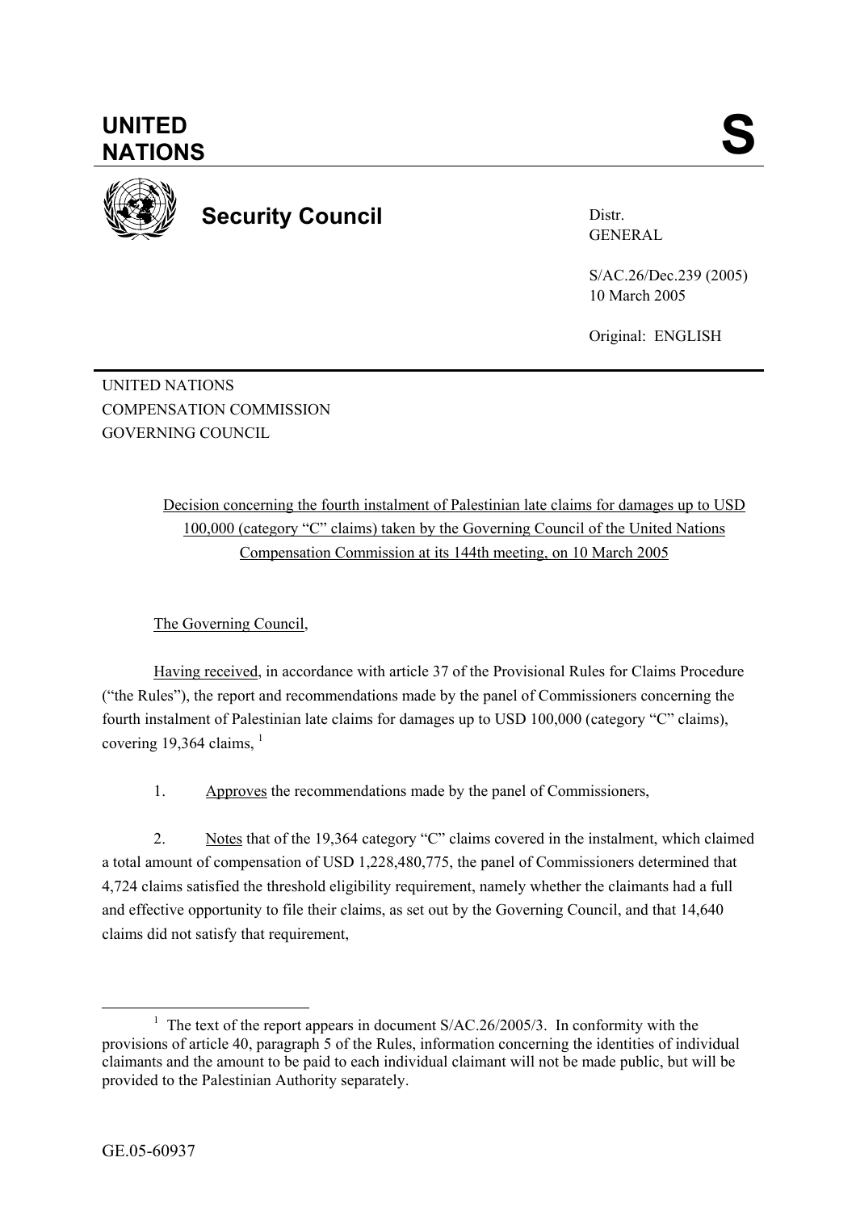# UNITED NATIONS **S**

## Security Council

Distr.
GENERAL

S/AC.26/Dec.239 (2005)
10 March 2005

Original: ENGLISH

UNITED NATIONS
COMPENSATION COMMISSION
GOVERNING COUNCIL

Decision concerning the fourth instalment of Palestinian late claims for damages up to USD 100,000 (category "C" claims) taken by the Governing Council of the United Nations Compensation Commission at its 144th meeting, on 10 March 2005

The Governing Council,

Having received, in accordance with article 37 of the Provisional Rules for Claims Procedure ("the Rules"), the report and recommendations made by the panel of Commissioners concerning the fourth instalment of Palestinian late claims for damages up to USD 100,000 (category "C" claims), covering 19,364 claims, [1]

1. Approves the recommendations made by the panel of Commissioners,

2. Notes that of the 19,364 category "C" claims covered in the instalment, which claimed a total amount of compensation of USD 1,228,480,775, the panel of Commissioners determined that 4,724 claims satisfied the threshold eligibility requirement, namely whether the claimants had a full and effective opportunity to file their claims, as set out by the Governing Council, and that 14,640 claims did not satisfy that requirement,

[1] The text of the report appears in document S/AC.26/2005/3. In conformity with the provisions of article 40, paragraph 5 of the Rules, information concerning the identities of individual claimants and the amount to be paid to each individual claimant will not be made public, but will be provided to the Palestinian Authority separately.

GE.05-60937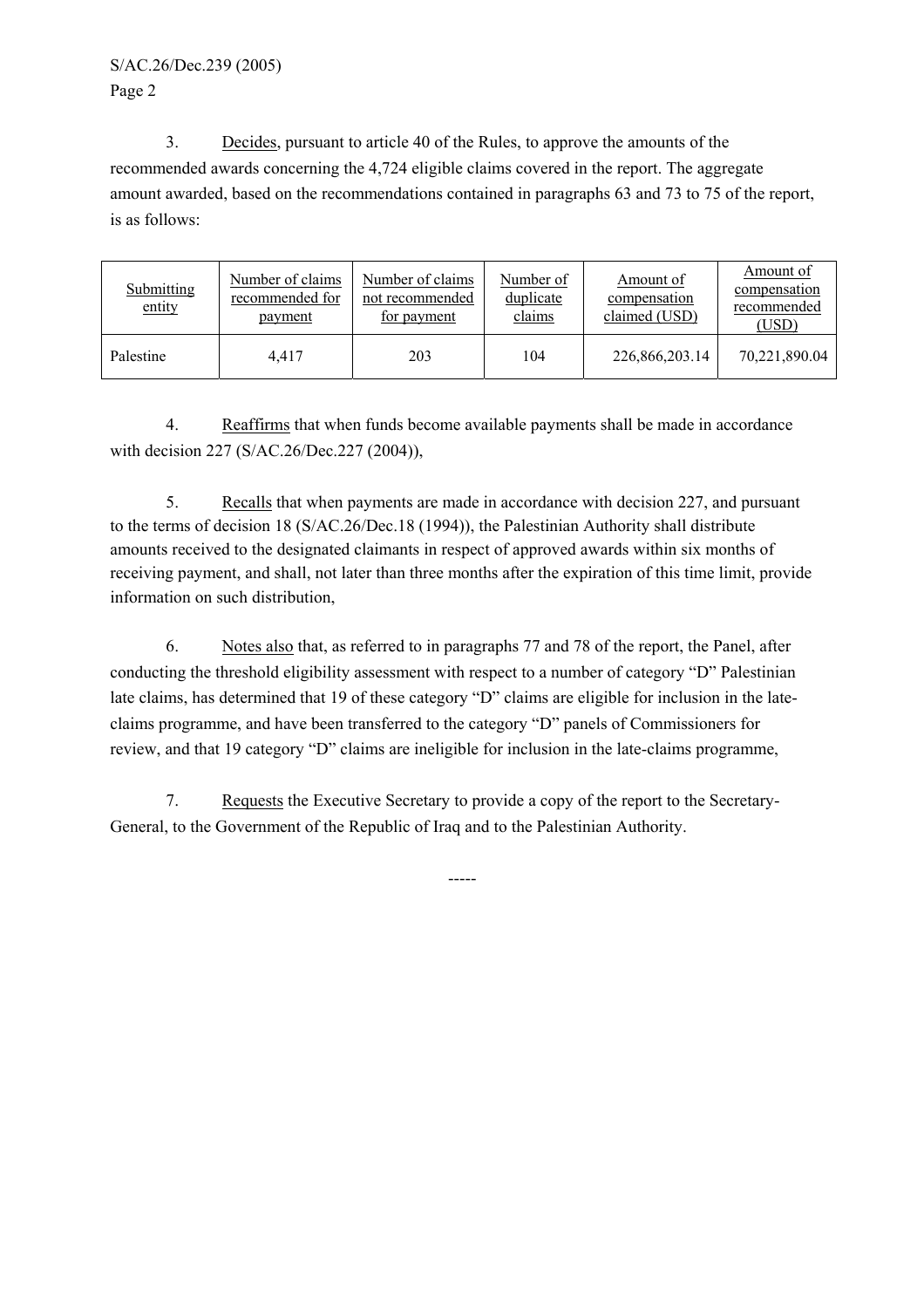3. Decides, pursuant to article 40 of the Rules, to approve the amounts of the recommended awards concerning the 4,724 eligible claims covered in the report. The aggregate amount awarded, based on the recommendations contained in paragraphs 63 and 73 to 75 of the report, is as follows:

| Submitting entity | Number of claims recommended for payment | Number of claims not recommended for payment | Number of duplicate claims | Amount of compensation claimed (USD) | Amount of compensation recommended (USD) |
|---|---|---|---|---|---|
| Palestine | 4,417 | 203 | 104 | 226,866,203.14 | 70,221,890.04 |

4. Reaffirms that when funds become available payments shall be made in accordance with decision 227 (S/AC.26/Dec.227 (2004)),

5. Recalls that when payments are made in accordance with decision 227, and pursuant to the terms of decision 18 (S/AC.26/Dec.18 (1994)), the Palestinian Authority shall distribute amounts received to the designated claimants in respect of approved awards within six months of receiving payment, and shall, not later than three months after the expiration of this time limit, provide information on such distribution,

6. Notes also that, as referred to in paragraphs 77 and 78 of the report, the Panel, after conducting the threshold eligibility assessment with respect to a number of category "D" Palestinian late claims, has determined that 19 of these category "D" claims are eligible for inclusion in the late-claims programme, and have been transferred to the category "D" panels of Commissioners for review, and that 19 category "D" claims are ineligible for inclusion in the late-claims programme,

7. Requests the Executive Secretary to provide a copy of the report to the Secretary-General, to the Government of the Republic of Iraq and to the Palestinian Authority.

-----